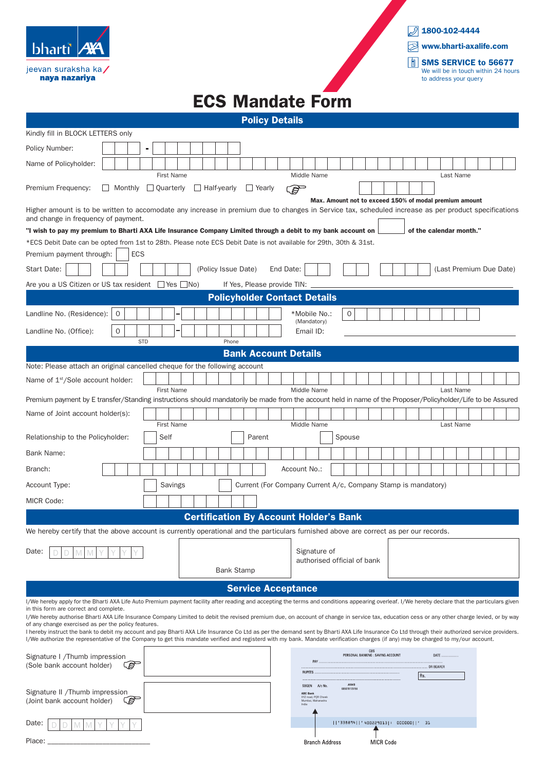bharti AXA

jeevan suraksha ka
**naya nazariya**

1800-102-4444
www.bharti-axalife.com
**SMS SERVICE to 56677**
We will be in touch within 24 hours to address your query

# ECS Mandate Form

## Policy Details

Kindly fill in BLOCK LETTERS only

Policy Number: ___ - ___

Name of Policyholder: First Name / Middle Name / Last Name

Premium Frequency: ☐ Monthly ☐ Quarterly ☐ Half-yearly ☐ Yearly

**Max. Amount not to exceed 150% of modal premium amount**

Higher amount is to be written to accomodate any increase in premium due to changes in Service tax, scheduled increase as per product specifications and change in frequency of payment.

**"I wish to pay my premium to Bharti AXA Life Insurance Company Limited through a debit to my bank account on ___ of the calendar month."**

*ECS Debit Date can be opted from 1st to 28th. Please note ECS Debit Date is not available for 29th, 30th & 31st.

Premium payment through: ☐ ECS

Start Date: ___ (Policy Issue Date) End Date: ___ (Last Premium Due Date)

Are you a US Citizen or US tax resident ☐ Yes ☐ No) If Yes, Please provide TIN: ___

## Policyholder Contact Details

Landline No. (Residence): 0 ___ - ___ *Mobile No.: (Mandatory) 0 ___

Landline No. (Office): 0 ___ - ___ Email ID: ___

STD Phone

## Bank Account Details

Note: Please attach an original cancelled cheque for the following account

Name of 1st/Sole account holder: First Name / Middle Name / Last Name

Premium payment by E transfer/Standing instructions should mandatorily be made from the account held in name of the Proposer/Policyholder/Life to be Assured

Name of Joint account holder(s): First Name / Middle Name / Last Name

Relationship to the Policyholder: ☐ Self ☐ Parent ☐ Spouse

Bank Name: ___

Branch: ___ Account No.: ___

Account Type: ☐ Savings ☐ Current (For Company Current A/c, Company Stamp is mandatory)

MICR Code: ___

## Certification By Account Holder's Bank

We hereby certify that the above account is currently operational and the particulars furnished above are correct as per our records.

Date: D D M M Y Y Y Y

Bank Stamp

Signature of authorised official of bank

## Service Acceptance

I/We hereby apply for the Bharti AXA Life Auto Premium payment facility after reading and accepting the terms and conditions appearing overleaf. I/We hereby declare that the particulars given in this form are correct and complete.

I/We hereby authorise Bharti AXA Life Insurance Company Limited to debit the revised premium due, on account of change in service tax, education cess or any other charge levied, or by way of any change exercised as per the policy features.

I hereby instruct the bank to debit my account and pay Bharti AXA Life Insurance Co Ltd as per the demand sent by Bharti AXA Life Insurance Co Ltd through their authorized service providers. I/We authorize the representative of the Company to get this mandate verified and registerd with my bank. Mandate verification charges (if any) may be charged to my/our account.

Signature I /Thumb impression (Sole bank account holder)

Signature II /Thumb impression (Joint bank account holder)

Date: D D M M Y Y Y Y

Place: ___

Branch Address MICR Code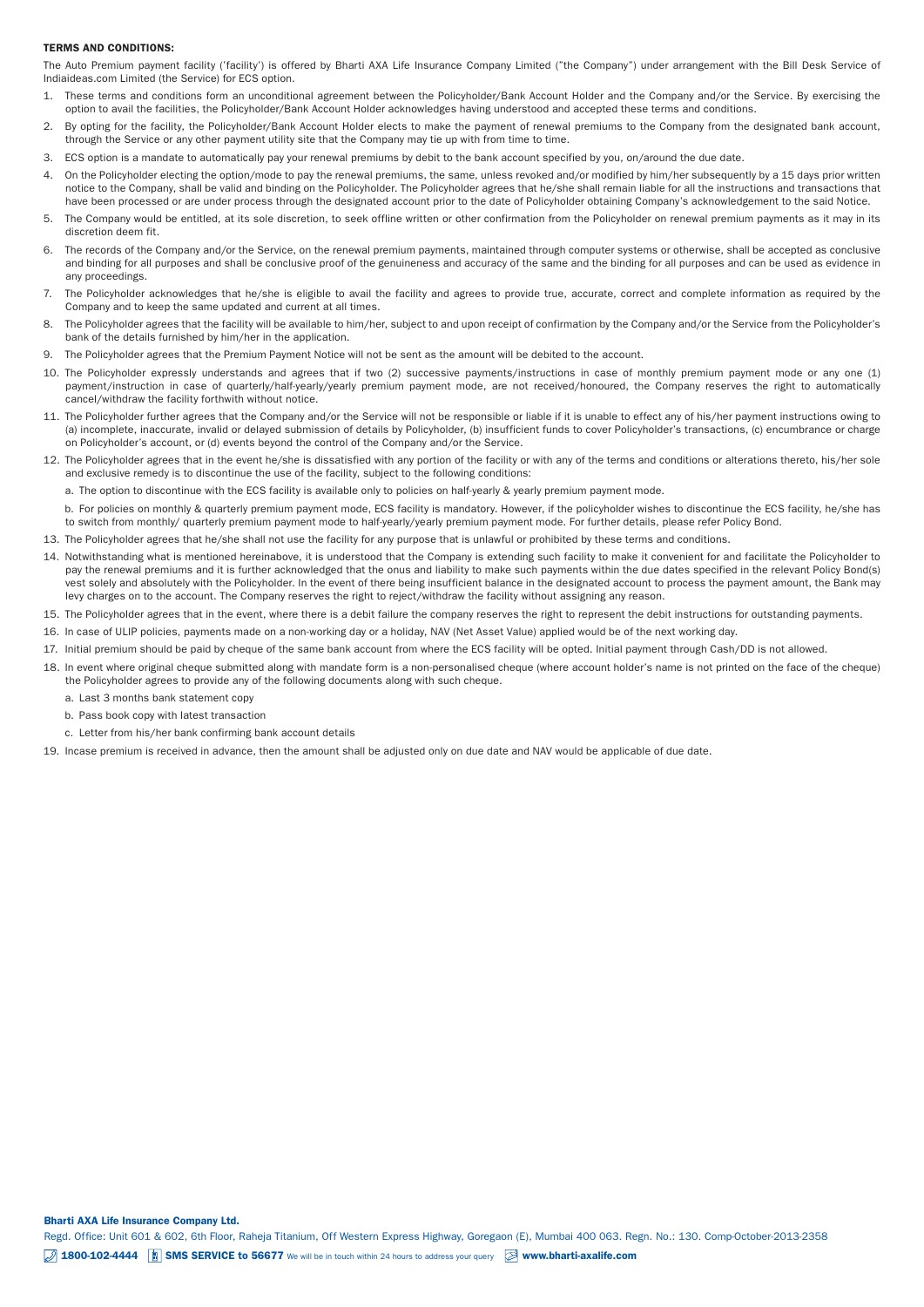### TERMS AND CONDITIONS:

The Auto Premium payment facility ('facility') is offered by Bharti AXA Life Insurance Company Limited ("the Company") under arrangement with the Bill Desk Service of Indiaideas.com Limited (the Service) for ECS option.

1. These terms and conditions form an unconditional agreement between the Policyholder/Bank Account Holder and the Company and/or the Service. By exercising the option to avail the facilities, the Policyholder/Bank Account Holder acknowledges having understood and accepted these terms and conditions.
2. By opting for the facility, the Policyholder/Bank Account Holder elects to make the payment of renewal premiums to the Company from the designated bank account, through the Service or any other payment utility site that the Company may tie up with from time to time.
3. ECS option is a mandate to automatically pay your renewal premiums by debit to the bank account specified by you, on/around the due date.
4. On the Policyholder electing the option/mode to pay the renewal premiums, the same, unless revoked and/or modified by him/her subsequently by a 15 days prior written notice to the Company, shall be valid and binding on the Policyholder. The Policyholder agrees that he/she shall remain liable for all the instructions and transactions that have been processed or are under process through the designated account prior to the date of Policyholder obtaining Company's acknowledgement to the said Notice.
5. The Company would be entitled, at its sole discretion, to seek offline written or other confirmation from the Policyholder on renewal premium payments as it may in its discretion deem fit.
6. The records of the Company and/or the Service, on the renewal premium payments, maintained through computer systems or otherwise, shall be accepted as conclusive and binding for all purposes and shall be conclusive proof of the genuineness and accuracy of the same and the binding for all purposes and can be used as evidence in any proceedings.
7. The Policyholder acknowledges that he/she is eligible to avail the facility and agrees to provide true, accurate, correct and complete information as required by the Company and to keep the same updated and current at all times.
8. The Policyholder agrees that the facility will be available to him/her, subject to and upon receipt of confirmation by the Company and/or the Service from the Policyholder's bank of the details furnished by him/her in the application.
9. The Policyholder agrees that the Premium Payment Notice will not be sent as the amount will be debited to the account.
10. The Policyholder expressly understands and agrees that if two (2) successive payments/instructions in case of monthly premium payment mode or any one (1) payment/instruction in case of quarterly/half-yearly/yearly premium payment mode, are not received/honoured, the Company reserves the right to automatically cancel/withdraw the facility forthwith without notice.
11. The Policyholder further agrees that the Company and/or the Service will not be responsible or liable if it is unable to effect any of his/her payment instructions owing to (a) incomplete, inaccurate, invalid or delayed submission of details by Policyholder, (b) insufficient funds to cover Policyholder's transactions, (c) encumbrance or charge on Policyholder's account, or (d) events beyond the control of the Company and/or the Service.
12. The Policyholder agrees that in the event he/she is dissatisfied with any portion of the facility or with any of the terms and conditions or alterations thereto, his/her sole and exclusive remedy is to discontinue the use of the facility, subject to the following conditions:
    a. The option to discontinue with the ECS facility is available only to policies on half-yearly & yearly premium payment mode.
    b. For policies on monthly & quarterly premium payment mode, ECS facility is mandatory. However, if the policyholder wishes to discontinue the ECS facility, he/she has to switch from monthly/ quarterly premium payment mode to half-yearly/yearly premium payment mode. For further details, please refer Policy Bond.
13. The Policyholder agrees that he/she shall not use the facility for any purpose that is unlawful or prohibited by these terms and conditions.
14. Notwithstanding what is mentioned hereinabove, it is understood that the Company is extending such facility to make it convenient for and facilitate the Policyholder to pay the renewal premiums and it is further acknowledged that the onus and liability to make such payments within the due dates specified in the relevant Policy Bond(s) vest solely and absolutely with the Policyholder. In the event of there being insufficient balance in the designated account to process the payment amount, the Bank may levy charges on to the account. The Company reserves the right to reject/withdraw the facility without assigning any reason.
15. The Policyholder agrees that in the event, where there is a debit failure the company reserves the right to represent the debit instructions for outstanding payments.
16. In case of ULIP policies, payments made on a non-working day or a holiday, NAV (Net Asset Value) applied would be of the next working day.
17. Initial premium should be paid by cheque of the same bank account from where the ECS facility will be opted. Initial payment through Cash/DD is not allowed.
18. In event where original cheque submitted along with mandate form is a non-personalised cheque (where account holder's name is not printed on the face of the cheque) the Policyholder agrees to provide any of the following documents along with such cheque.
    a. Last 3 months bank statement copy
    b. Pass book copy with latest transaction
    c. Letter from his/her bank confirming bank account details
19. Incase premium is received in advance, then the amount shall be adjusted only on due date and NAV would be applicable of due date.

**Bharti AXA Life Insurance Company Ltd.**

Regd. Office: Unit 601 & 602, 6th Floor, Raheja Titanium, Off Western Express Highway, Goregaon (E), Mumbai 400 063. Regn. No.: 130. Comp-October-2013-2358

**1800-102-4444** **SMS SERVICE to 56677** We will be in touch within 24 hours to address your query **www.bharti-axalife.com**